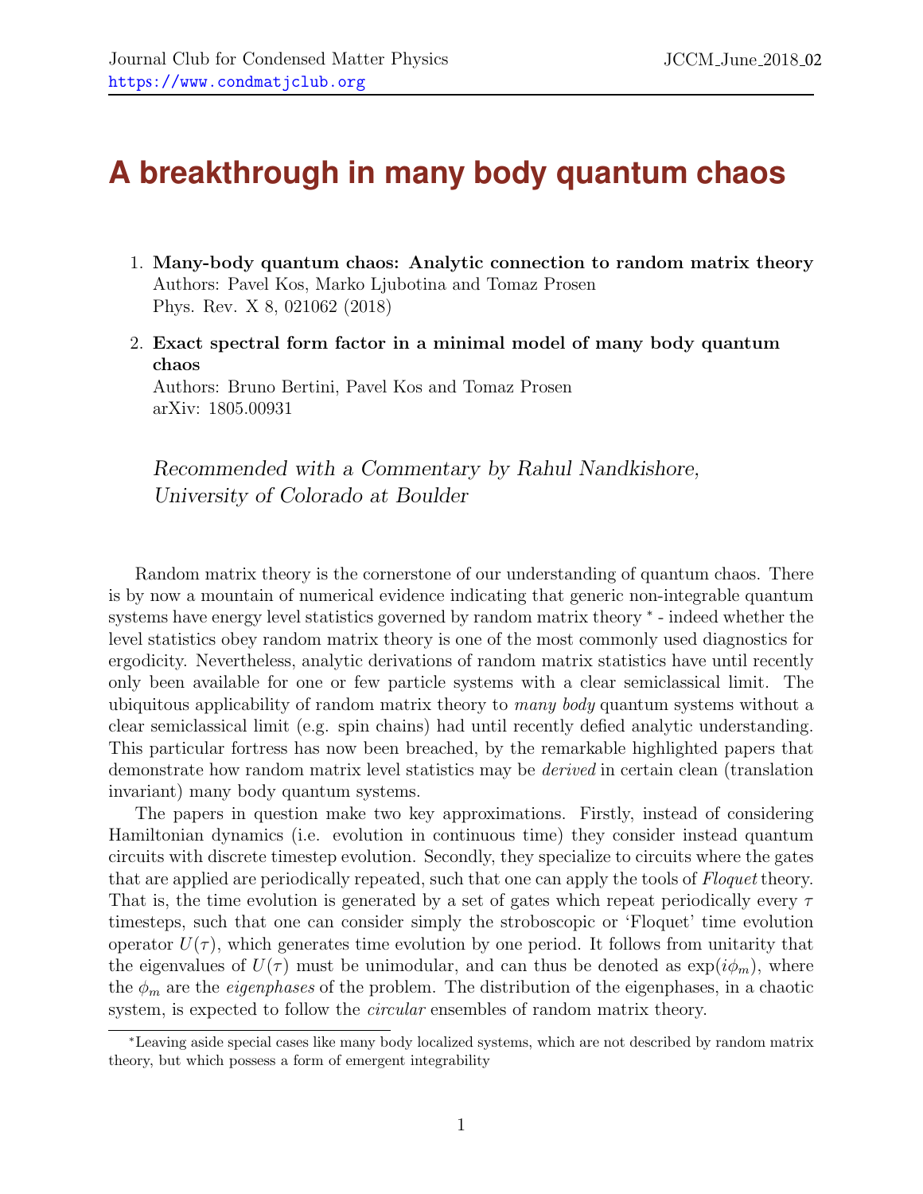# A breakthrough in many body quantum chaos

1. **Many-body quantum chaos: Analytic connection to random matrix theory**
   Authors: Pavel Kos, Marko Ljubotina and Tomaz Prosen
   Phys. Rev. X 8, 021062 (2018)

2. **Exact spectral form factor in a minimal model of many body quantum chaos**
   Authors: Bruno Bertini, Pavel Kos and Tomaz Prosen
   arXiv: 1805.00931

*Recommended with a Commentary by Rahul Nandkishore, University of Colorado at Boulder*

Random matrix theory is the cornerstone of our understanding of quantum chaos. There is by now a mountain of numerical evidence indicating that generic non-integrable quantum systems have energy level statistics governed by random matrix theory [*] - indeed whether the level statistics obey random matrix theory is one of the most commonly used diagnostics for ergodicity. Nevertheless, analytic derivations of random matrix statistics have until recently only been available for one or few particle systems with a clear semiclassical limit. The ubiquitous applicability of random matrix theory to *many body* quantum systems without a clear semiclassical limit (e.g. spin chains) had until recently defied analytic understanding. This particular fortress has now been breached, by the remarkable highlighted papers that demonstrate how random matrix level statistics may be *derived* in certain clean (translation invariant) many body quantum systems.

The papers in question make two key approximations. Firstly, instead of considering Hamiltonian dynamics (i.e. evolution in continuous time) they consider instead quantum circuits with discrete timestep evolution. Secondly, they specialize to circuits where the gates that are applied are periodically repeated, such that one can apply the tools of *Floquet* theory. That is, the time evolution is generated by a set of gates which repeat periodically every $\tau$ timesteps, such that one can consider simply the stroboscopic or 'Floquet' time evolution operator $U(\tau)$, which generates time evolution by one period. It follows from unitarity that the eigenvalues of $U(\tau)$ must be unimodular, and can thus be denoted as $\exp(i\phi_m)$, where the $\phi_m$ are the *eigenphases* of the problem. The distribution of the eigenphases, in a chaotic system, is expected to follow the *circular* ensembles of random matrix theory.

[*] Leaving aside special cases like many body localized systems, which are not described by random matrix theory, but which possess a form of emergent integrability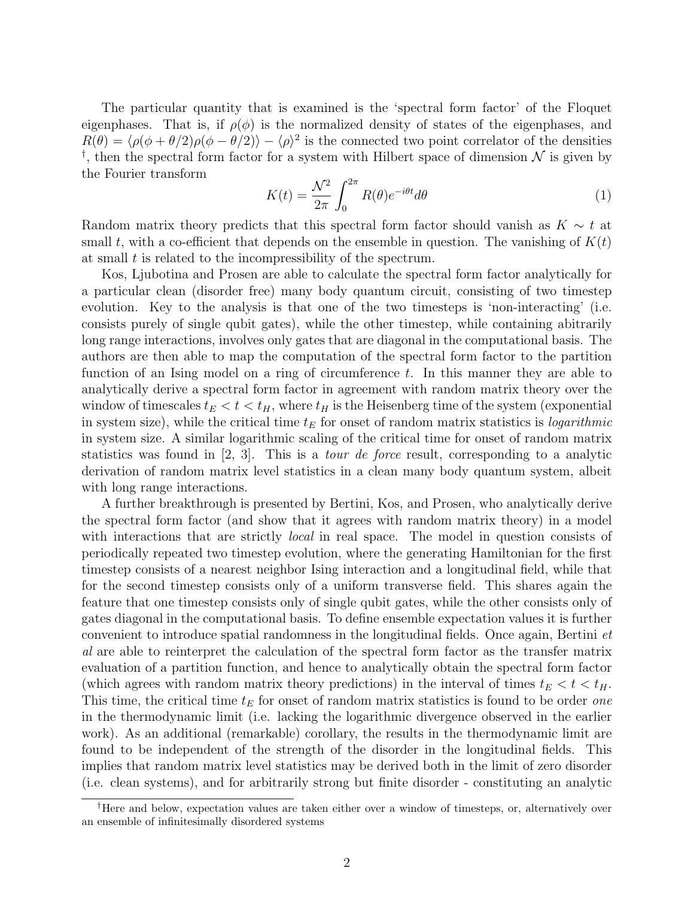The particular quantity that is examined is the 'spectral form factor' of the Floquet eigenphases. That is, if $\rho(\phi)$ is the normalized density of states of the eigenphases, and $R(\theta) = \langle \rho(\phi + \theta/2)\rho(\phi - \theta/2)\rangle - \langle \rho \rangle^2$ is the connected two point correlator of the densities [†], then the spectral form factor for a system with Hilbert space of dimension $\mathcal{N}$ is given by the Fourier transform

$$K(t) = \frac{\mathcal{N}^2}{2\pi} \int_0^{2\pi} R(\theta) e^{-i\theta t} d\theta \tag{1}$$

Random matrix theory predicts that this spectral form factor should vanish as $K \sim t$ at small $t$, with a co-efficient that depends on the ensemble in question. The vanishing of $K(t)$ at small $t$ is related to the incompressibility of the spectrum.

Kos, Ljubotina and Prosen are able to calculate the spectral form factor analytically for a particular clean (disorder free) many body quantum circuit, consisting of two timestep evolution. Key to the analysis is that one of the two timesteps is 'non-interacting' (i.e. consists purely of single qubit gates), while the other timestep, while containing abitrarily long range interactions, involves only gates that are diagonal in the computational basis. The authors are then able to map the computation of the spectral form factor to the partition function of an Ising model on a ring of circumference $t$. In this manner they are able to analytically derive a spectral form factor in agreement with random matrix theory over the window of timescales $t_E < t < t_H$, where $t_H$ is the Heisenberg time of the system (exponential in system size), while the critical time $t_E$ for onset of random matrix statistics is *logarithmic* in system size. A similar logarithmic scaling of the critical time for onset of random matrix statistics was found in [2, 3]. This is a *tour de force* result, corresponding to a analytic derivation of random matrix level statistics in a clean many body quantum system, albeit with long range interactions.

A further breakthrough is presented by Bertini, Kos, and Prosen, who analytically derive the spectral form factor (and show that it agrees with random matrix theory) in a model with interactions that are strictly *local* in real space. The model in question consists of periodically repeated two timestep evolution, where the generating Hamiltonian for the first timestep consists of a nearest neighbor Ising interaction and a longitudinal field, while that for the second timestep consists only of a uniform transverse field. This shares again the feature that one timestep consists only of single qubit gates, while the other consists only of gates diagonal in the computational basis. To define ensemble expectation values it is further convenient to introduce spatial randomness in the longitudinal fields. Once again, Bertini *et al* are able to reinterpret the calculation of the spectral form factor as the transfer matrix evaluation of a partition function, and hence to analytically obtain the spectral form factor (which agrees with random matrix theory predictions) in the interval of times $t_E < t < t_H$. This time, the critical time $t_E$ for onset of random matrix statistics is found to be order *one* in the thermodynamic limit (i.e. lacking the logarithmic divergence observed in the earlier work). As an additional (remarkable) corollary, the results in the thermodynamic limit are found to be independent of the strength of the disorder in the longitudinal fields. This implies that random matrix level statistics may be derived both in the limit of zero disorder (i.e. clean systems), and for arbitrarily strong but finite disorder - constituting an analytic

[†]Here and below, expectation values are taken either over a window of timesteps, or, alternatively over an ensemble of infinitesimally disordered systems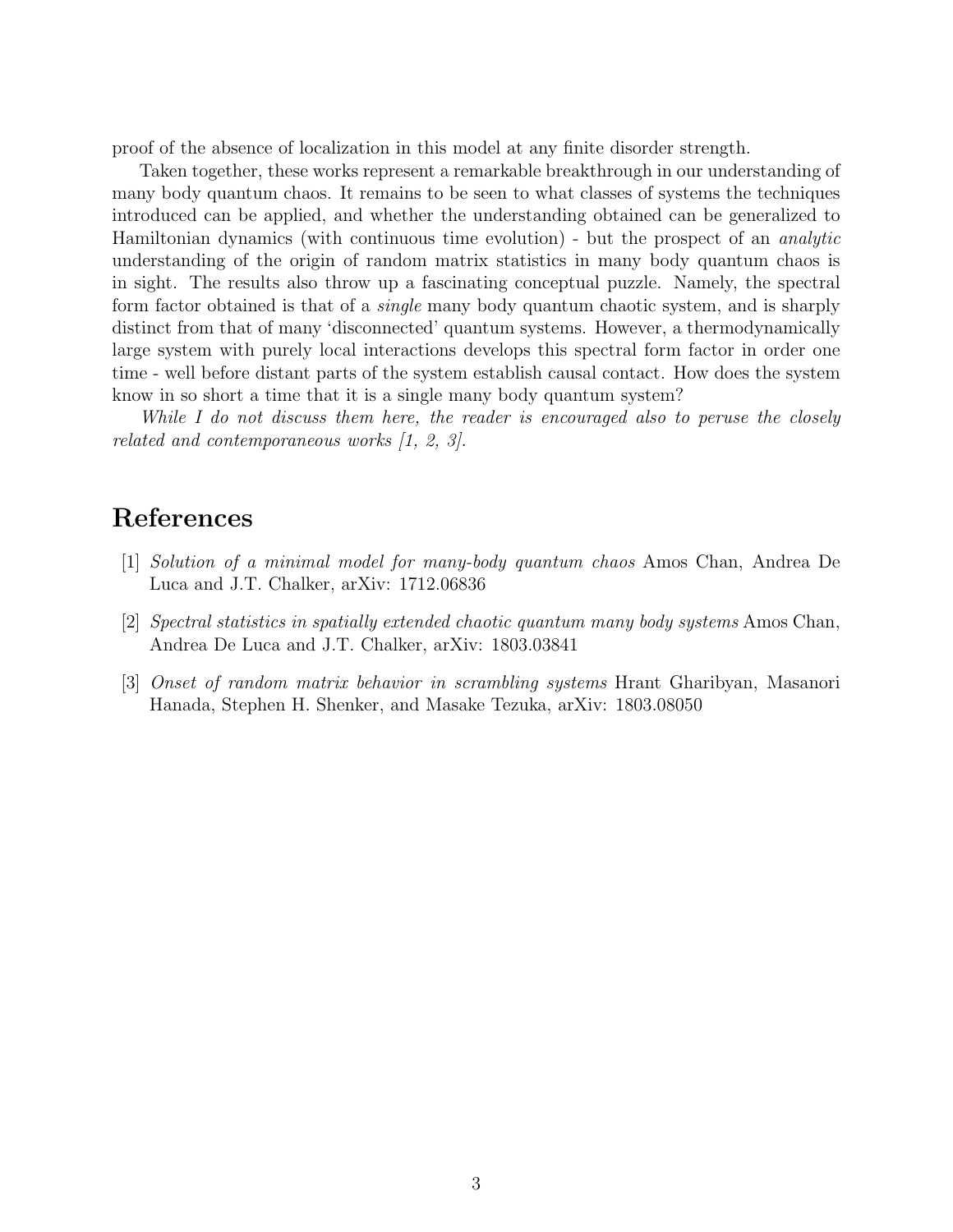proof of the absence of localization in this model at any finite disorder strength.

Taken together, these works represent a remarkable breakthrough in our understanding of many body quantum chaos. It remains to be seen to what classes of systems the techniques introduced can be applied, and whether the understanding obtained can be generalized to Hamiltonian dynamics (with continuous time evolution) - but the prospect of an *analytic* understanding of the origin of random matrix statistics in many body quantum chaos is in sight. The results also throw up a fascinating conceptual puzzle. Namely, the spectral form factor obtained is that of a *single* many body quantum chaotic system, and is sharply distinct from that of many 'disconnected' quantum systems. However, a thermodynamically large system with purely local interactions develops this spectral form factor in order one time - well before distant parts of the system establish causal contact. How does the system know in so short a time that it is a single many body quantum system?

*While I do not discuss them here, the reader is encouraged also to peruse the closely related and contemporaneous works [1, 2, 3].*

## References

[1] *Solution of a minimal model for many-body quantum chaos* Amos Chan, Andrea De Luca and J.T. Chalker, arXiv: 1712.06836

[2] *Spectral statistics in spatially extended chaotic quantum many body systems* Amos Chan, Andrea De Luca and J.T. Chalker, arXiv: 1803.03841

[3] *Onset of random matrix behavior in scrambling systems* Hrant Gharibyan, Masanori Hanada, Stephen H. Shenker, and Masake Tezuka, arXiv: 1803.08050